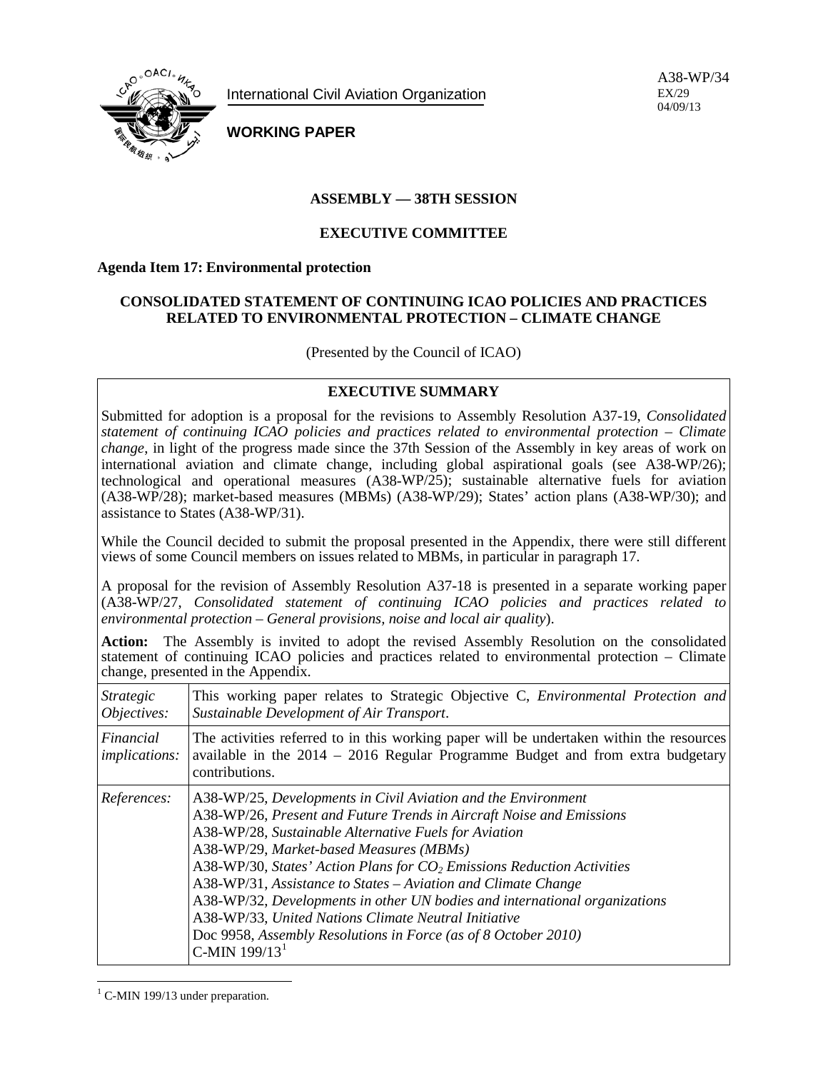International Civil Aviation Organization

A38-WP/34
EX/29
04/09/13

**WORKING PAPER**

## ASSEMBLY — 38TH SESSION

## EXECUTIVE COMMITTEE

**Agenda Item 17: Environmental protection**

### CONSOLIDATED STATEMENT OF CONTINUING ICAO POLICIES AND PRACTICES RELATED TO ENVIRONMENTAL PROTECTION – CLIMATE CHANGE

(Presented by the Council of ICAO)

**EXECUTIVE SUMMARY**

Submitted for adoption is a proposal for the revisions to Assembly Resolution A37-19, *Consolidated statement of continuing ICAO policies and practices related to environmental protection – Climate change*, in light of the progress made since the 37th Session of the Assembly in key areas of work on international aviation and climate change, including global aspirational goals (see A38-WP/26); technological and operational measures (A38-WP/25); sustainable alternative fuels for aviation (A38-WP/28); market-based measures (MBMs) (A38-WP/29); States' action plans (A38-WP/30); and assistance to States (A38-WP/31).

While the Council decided to submit the proposal presented in the Appendix, there were still different views of some Council members on issues related to MBMs, in particular in paragraph 17.

A proposal for the revision of Assembly Resolution A37-18 is presented in a separate working paper (A38-WP/27, *Consolidated statement of continuing ICAO policies and practices related to environmental protection – General provisions, noise and local air quality*).

**Action:** The Assembly is invited to adopt the revised Assembly Resolution on the consolidated statement of continuing ICAO policies and practices related to environmental protection – Climate change, presented in the Appendix.

| | |
|---|---|
| *Strategic Objectives:* | This working paper relates to Strategic Objective C, *Environmental Protection and Sustainable Development of Air Transport*. |
| *Financial implications:* | The activities referred to in this working paper will be undertaken within the resources available in the 2014 – 2016 Regular Programme Budget and from extra budgetary contributions. |
| *References:* | A38-WP/25, *Developments in Civil Aviation and the Environment*<br>A38-WP/26, *Present and Future Trends in Aircraft Noise and Emissions*<br>A38-WP/28, *Sustainable Alternative Fuels for Aviation*<br>A38-WP/29, *Market-based Measures (MBMs)*<br>A38-WP/30, *States' Action Plans for $CO_2$ Emissions Reduction Activities*<br>A38-WP/31, *Assistance to States – Aviation and Climate Change*<br>A38-WP/32, *Developments in other UN bodies and international organizations*<br>A38-WP/33, *United Nations Climate Neutral Initiative*<br>Doc 9958, *Assembly Resolutions in Force (as of 8 October 2010)*<br>C-MIN 199/13[1] |

[1] C-MIN 199/13 under preparation.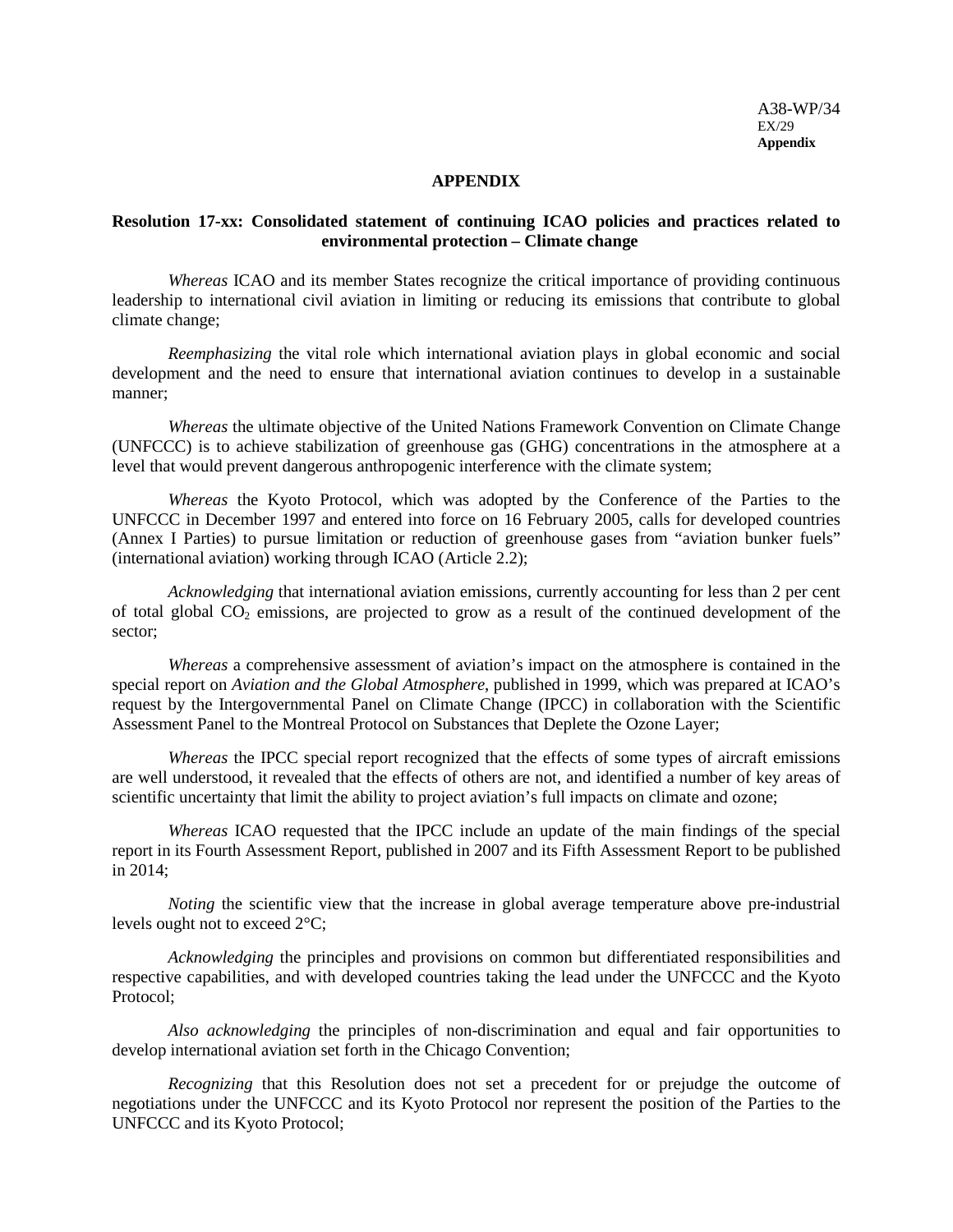## APPENDIX

### Resolution 17-xx: Consolidated statement of continuing ICAO policies and practices related to environmental protection – Climate change

*Whereas* ICAO and its member States recognize the critical importance of providing continuous leadership to international civil aviation in limiting or reducing its emissions that contribute to global climate change;

*Reemphasizing* the vital role which international aviation plays in global economic and social development and the need to ensure that international aviation continues to develop in a sustainable manner;

*Whereas* the ultimate objective of the United Nations Framework Convention on Climate Change (UNFCCC) is to achieve stabilization of greenhouse gas (GHG) concentrations in the atmosphere at a level that would prevent dangerous anthropogenic interference with the climate system;

*Whereas* the Kyoto Protocol, which was adopted by the Conference of the Parties to the UNFCCC in December 1997 and entered into force on 16 February 2005, calls for developed countries (Annex I Parties) to pursue limitation or reduction of greenhouse gases from "aviation bunker fuels" (international aviation) working through ICAO (Article 2.2);

*Acknowledging* that international aviation emissions, currently accounting for less than 2 per cent of total global $CO_2$ emissions, are projected to grow as a result of the continued development of the sector;

*Whereas* a comprehensive assessment of aviation's impact on the atmosphere is contained in the special report on *Aviation and the Global Atmosphere*, published in 1999, which was prepared at ICAO's request by the Intergovernmental Panel on Climate Change (IPCC) in collaboration with the Scientific Assessment Panel to the Montreal Protocol on Substances that Deplete the Ozone Layer;

*Whereas* the IPCC special report recognized that the effects of some types of aircraft emissions are well understood, it revealed that the effects of others are not, and identified a number of key areas of scientific uncertainty that limit the ability to project aviation's full impacts on climate and ozone;

*Whereas* ICAO requested that the IPCC include an update of the main findings of the special report in its Fourth Assessment Report, published in 2007 and its Fifth Assessment Report to be published in 2014;

*Noting* the scientific view that the increase in global average temperature above pre-industrial levels ought not to exceed 2°C;

*Acknowledging* the principles and provisions on common but differentiated responsibilities and respective capabilities, and with developed countries taking the lead under the UNFCCC and the Kyoto Protocol;

*Also acknowledging* the principles of non-discrimination and equal and fair opportunities to develop international aviation set forth in the Chicago Convention;

*Recognizing* that this Resolution does not set a precedent for or prejudge the outcome of negotiations under the UNFCCC and its Kyoto Protocol nor represent the position of the Parties to the UNFCCC and its Kyoto Protocol;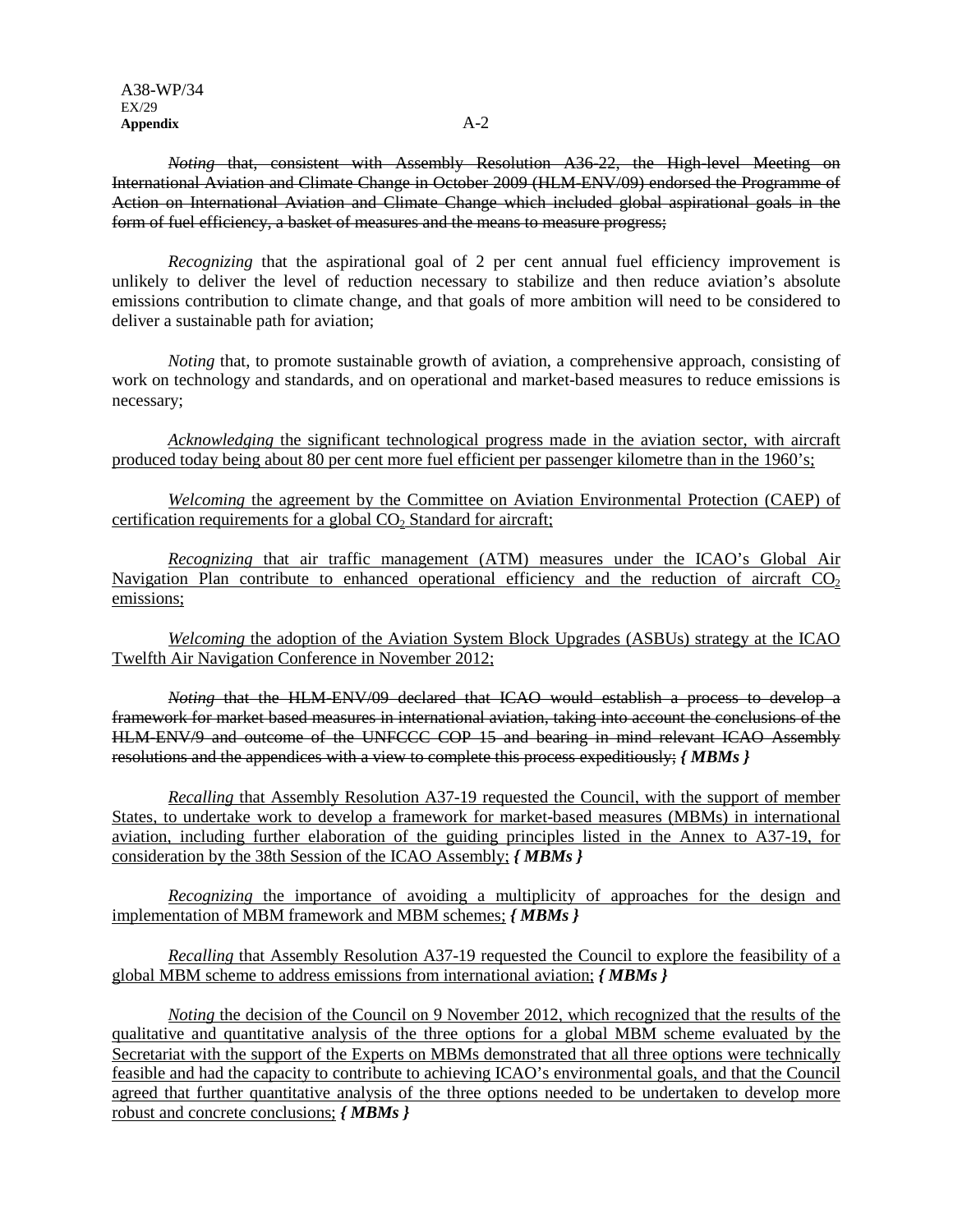~~*Noting* that, consistent with Assembly Resolution A36-22, the High-level Meeting on International Aviation and Climate Change in October 2009 (HLM-ENV/09) endorsed the Programme of Action on International Aviation and Climate Change which included global aspirational goals in the form of fuel efficiency, a basket of measures and the means to measure progress;~~

*Recognizing* that the aspirational goal of 2 per cent annual fuel efficiency improvement is unlikely to deliver the level of reduction necessary to stabilize and then reduce aviation's absolute emissions contribution to climate change, and that goals of more ambition will need to be considered to deliver a sustainable path for aviation;

*Noting* that, to promote sustainable growth of aviation, a comprehensive approach, consisting of work on technology and standards, and on operational and market-based measures to reduce emissions is necessary;

<u>*Acknowledging* the significant technological progress made in the aviation sector, with aircraft produced today being about 80 per cent more fuel efficient per passenger kilometre than in the 1960's;</u>

<u>*Welcoming* the agreement by the Committee on Aviation Environmental Protection (CAEP) of certification requirements for a global $CO_2$ Standard for aircraft;</u>

<u>*Recognizing* that air traffic management (ATM) measures under the ICAO's Global Air Navigation Plan contribute to enhanced operational efficiency and the reduction of aircraft $CO_2$ emissions;</u>

<u>*Welcoming* the adoption of the Aviation System Block Upgrades (ASBUs) strategy at the ICAO Twelfth Air Navigation Conference in November 2012;</u>

~~*Noting* that the HLM-ENV/09 declared that ICAO would establish a process to develop a framework for market based measures in international aviation, taking into account the conclusions of the HLM-ENV/9 and outcome of the UNFCCC COP 15 and bearing in mind relevant ICAO Assembly resolutions and the appendices with a view to complete this process expeditiously;~~ ***{ MBMs }***

<u>*Recalling* that Assembly Resolution A37-19 requested the Council, with the support of member States, to undertake work to develop a framework for market-based measures (MBMs) in international aviation, including further elaboration of the guiding principles listed in the Annex to A37-19, for consideration by the 38th Session of the ICAO Assembly;</u> ***{ MBMs }***

<u>*Recognizing* the importance of avoiding a multiplicity of approaches for the design and implementation of MBM framework and MBM schemes;</u> ***{ MBMs }***

<u>*Recalling* that Assembly Resolution A37-19 requested the Council to explore the feasibility of a global MBM scheme to address emissions from international aviation;</u> ***{ MBMs }***

<u>*Noting* the decision of the Council on 9 November 2012, which recognized that the results of the qualitative and quantitative analysis of the three options for a global MBM scheme evaluated by the Secretariat with the support of the Experts on MBMs demonstrated that all three options were technically feasible and had the capacity to contribute to achieving ICAO's environmental goals, and that the Council agreed that further quantitative analysis of the three options needed to be undertaken to develop more robust and concrete conclusions;</u> ***{ MBMs }***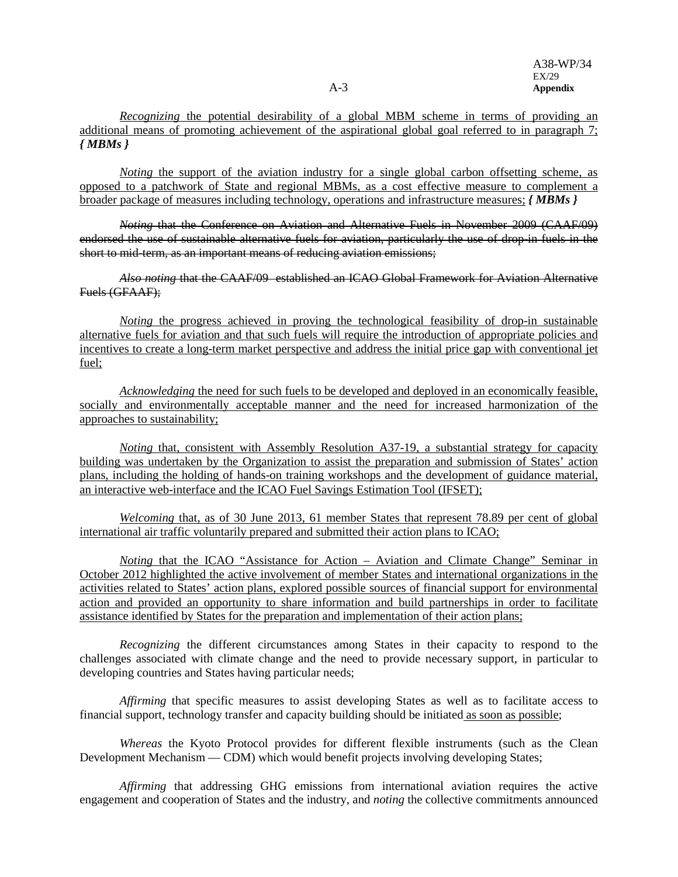*Recognizing* the potential desirability of a global MBM scheme in terms of providing an additional means of promoting achievement of the aspirational global goal referred to in paragraph 7; ***{ MBMs }***

*Noting* the support of the aviation industry for a single global carbon offsetting scheme, as opposed to a patchwork of State and regional MBMs, as a cost effective measure to complement a broader package of measures including technology, operations and infrastructure measures; ***{ MBMs }***

~~*Noting* that the Conference on Aviation and Alternative Fuels in November 2009 (CAAF/09) endorsed the use of sustainable alternative fuels for aviation, particularly the use of drop-in fuels in the short to mid-term, as an important means of reducing aviation emissions;~~

~~*Also noting* that the CAAF/09 established an ICAO Global Framework for Aviation Alternative Fuels (GFAAF);~~

*Noting* the progress achieved in proving the technological feasibility of drop-in sustainable alternative fuels for aviation and that such fuels will require the introduction of appropriate policies and incentives to create a long-term market perspective and address the initial price gap with conventional jet fuel;

*Acknowledging* the need for such fuels to be developed and deployed in an economically feasible, socially and environmentally acceptable manner and the need for increased harmonization of the approaches to sustainability;

*Noting* that, consistent with Assembly Resolution A37-19, a substantial strategy for capacity building was undertaken by the Organization to assist the preparation and submission of States' action plans, including the holding of hands-on training workshops and the development of guidance material, an interactive web-interface and the ICAO Fuel Savings Estimation Tool (IFSET);

*Welcoming* that, as of 30 June 2013, 61 member States that represent 78.89 per cent of global international air traffic voluntarily prepared and submitted their action plans to ICAO;

*Noting* that the ICAO "Assistance for Action – Aviation and Climate Change" Seminar in October 2012 highlighted the active involvement of member States and international organizations in the activities related to States' action plans, explored possible sources of financial support for environmental action and provided an opportunity to share information and build partnerships in order to facilitate assistance identified by States for the preparation and implementation of their action plans;

*Recognizing* the different circumstances among States in their capacity to respond to the challenges associated with climate change and the need to provide necessary support, in particular to developing countries and States having particular needs;

*Affirming* that specific measures to assist developing States as well as to facilitate access to financial support, technology transfer and capacity building should be initiated as soon as possible;

*Whereas* the Kyoto Protocol provides for different flexible instruments (such as the Clean Development Mechanism — CDM) which would benefit projects involving developing States;

*Affirming* that addressing GHG emissions from international aviation requires the active engagement and cooperation of States and the industry, and *noting* the collective commitments announced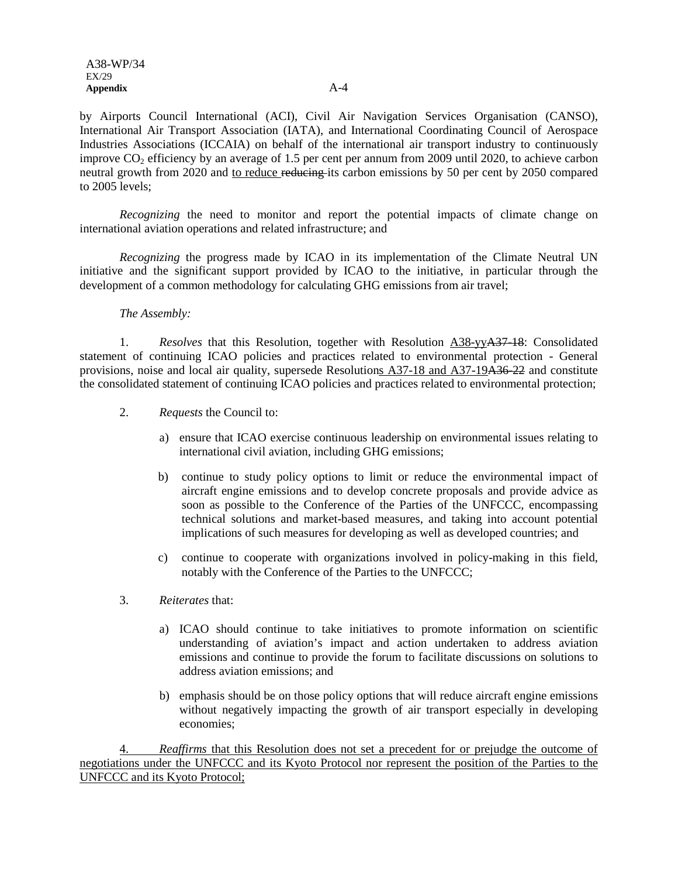by Airports Council International (ACI), Civil Air Navigation Services Organisation (CANSO), International Air Transport Association (IATA), and International Coordinating Council of Aerospace Industries Associations (ICCAIA) on behalf of the international air transport industry to continuously improve $CO_2$ efficiency by an average of 1.5 per cent per annum from 2009 until 2020, to achieve carbon neutral growth from 2020 and <u>to reduce</u> ~~reducing~~ its carbon emissions by 50 per cent by 2050 compared to 2005 levels;

*Recognizing* the need to monitor and report the potential impacts of climate change on international aviation operations and related infrastructure; and

*Recognizing* the progress made by ICAO in its implementation of the Climate Neutral UN initiative and the significant support provided by ICAO to the initiative, in particular through the development of a common methodology for calculating GHG emissions from air travel;

*The Assembly:*

1. *Resolves* that this Resolution, together with Resolution <u>A38-yy</u>~~A37-18~~: Consolidated statement of continuing ICAO policies and practices related to environmental protection - General provisions, noise and local air quality, supersede Resolution<u>s A37-18 and A37-19</u>~~A36-22~~ and constitute the consolidated statement of continuing ICAO policies and practices related to environmental protection;

2. *Requests* the Council to:

   a) ensure that ICAO exercise continuous leadership on environmental issues relating to international civil aviation, including GHG emissions;

   b) continue to study policy options to limit or reduce the environmental impact of aircraft engine emissions and to develop concrete proposals and provide advice as soon as possible to the Conference of the Parties of the UNFCCC, encompassing technical solutions and market-based measures, and taking into account potential implications of such measures for developing as well as developed countries; and

   c) continue to cooperate with organizations involved in policy-making in this field, notably with the Conference of the Parties to the UNFCCC;

3. *Reiterates* that:

   a) ICAO should continue to take initiatives to promote information on scientific understanding of aviation's impact and action undertaken to address aviation emissions and continue to provide the forum to facilitate discussions on solutions to address aviation emissions; and

   b) emphasis should be on those policy options that will reduce aircraft engine emissions without negatively impacting the growth of air transport especially in developing economies;

<u>4. *Reaffirms* that this Resolution does not set a precedent for or prejudge the outcome of negotiations under the UNFCCC and its Kyoto Protocol nor represent the position of the Parties to the UNFCCC and its Kyoto Protocol;</u>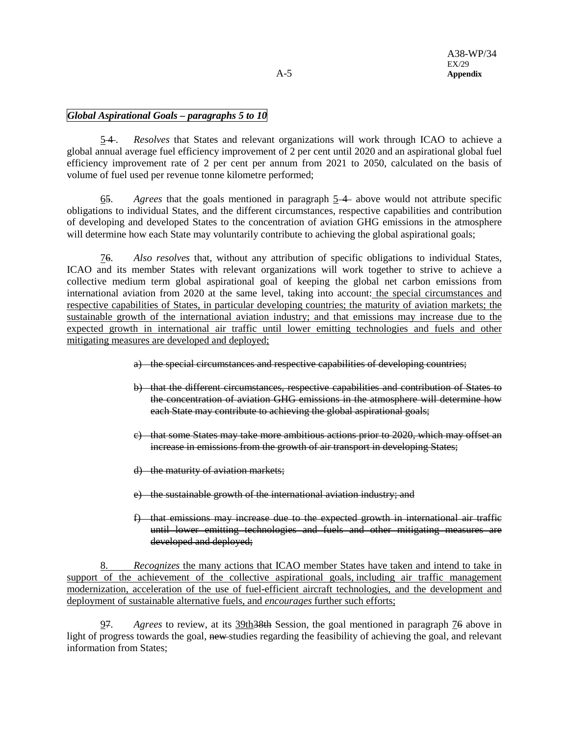***Global Aspirational Goals – paragraphs 5 to 10***

<u>5</u>~~4~~. *Resolves* that States and relevant organizations will work through ICAO to achieve a global annual average fuel efficiency improvement of 2 per cent until 2020 and an aspirational global fuel efficiency improvement rate of 2 per cent per annum from 2021 to 2050, calculated on the basis of volume of fuel used per revenue tonne kilometre performed;

<u>6</u>~~5~~. *Agrees* that the goals mentioned in paragraph <u>5</u> ~~4~~ above would not attribute specific obligations to individual States, and the different circumstances, respective capabilities and contribution of developing and developed States to the concentration of aviation GHG emissions in the atmosphere will determine how each State may voluntarily contribute to achieving the global aspirational goals;

<u>7</u>~~6~~. *Also resolves* that, without any attribution of specific obligations to individual States, ICAO and its member States with relevant organizations will work together to strive to achieve a collective medium term global aspirational goal of keeping the global net carbon emissions from international aviation from 2020 at the same level, taking into account: <u>the special circumstances and respective capabilities of States, in particular developing countries; the maturity of aviation markets; the sustainable growth of the international aviation industry; and that emissions may increase due to the expected growth in international air traffic until lower emitting technologies and fuels and other mitigating measures are developed and deployed;</u>

~~a) the special circumstances and respective capabilities of developing countries;~~

~~b) that the different circumstances, respective capabilities and contribution of States to the concentration of aviation GHG emissions in the atmosphere will determine how each State may contribute to achieving the global aspirational goals;~~

~~c) that some States may take more ambitious actions prior to 2020, which may offset an increase in emissions from the growth of air transport in developing States;~~

~~d) the maturity of aviation markets;~~

~~e) the sustainable growth of the international aviation industry; and~~

~~f) that emissions may increase due to the expected growth in international air traffic until lower emitting technologies and fuels and other mitigating measures are developed and deployed;~~

<u>8. *Recognizes* the many actions that ICAO member States have taken and intend to take in support of the achievement of the collective aspirational goals, including air traffic management modernization, acceleration of the use of fuel-efficient aircraft technologies, and the development and deployment of sustainable alternative fuels, and *encourages* further such efforts;</u>

<u>9</u>~~7~~. *Agrees* to review, at its <u>39th</u>~~38th~~ Session, the goal mentioned in paragraph <u>7</u>~~6~~ above in light of progress towards the goal, ~~new~~ studies regarding the feasibility of achieving the goal, and relevant information from States;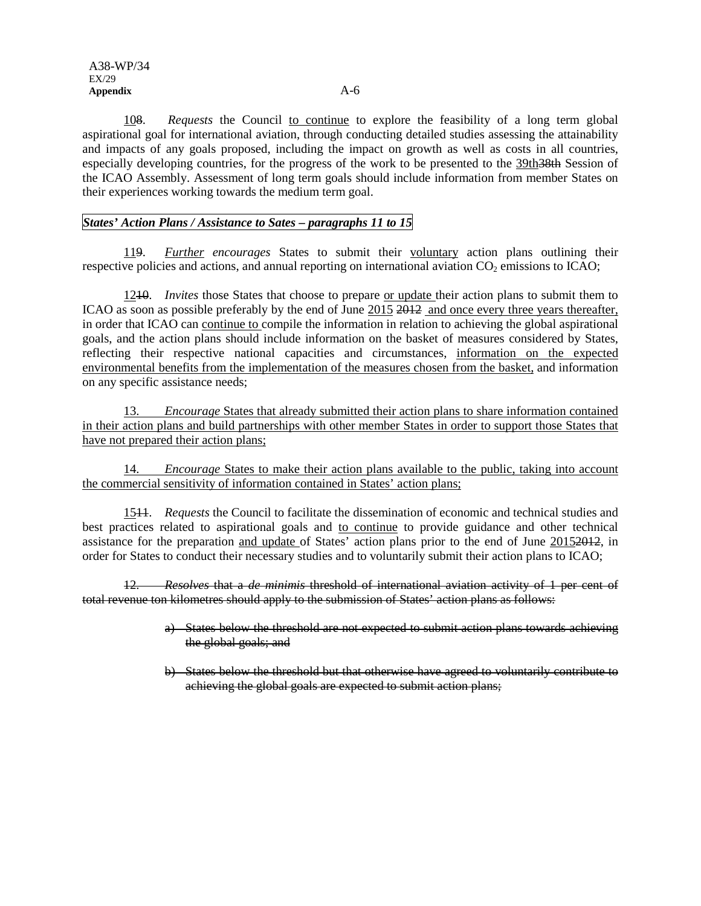108. *Requests* the Council to continue to explore the feasibility of a long term global aspirational goal for international aviation, through conducting detailed studies assessing the attainability and impacts of any goals proposed, including the impact on growth as well as costs in all countries, especially developing countries, for the progress of the work to be presented to the 39th38th Session of the ICAO Assembly. Assessment of long term goals should include information from member States on their experiences working towards the medium term goal.

***States' Action Plans / Assistance to Sates – paragraphs 11 to 15***

119. *Further encourages* States to submit their voluntary action plans outlining their respective policies and actions, and annual reporting on international aviation $CO_2$ emissions to ICAO;

1210. *Invites* those States that choose to prepare or update their action plans to submit them to ICAO as soon as possible preferably by the end of June 2015 2012 and once every three years thereafter, in order that ICAO can continue to compile the information in relation to achieving the global aspirational goals, and the action plans should include information on the basket of measures considered by States, reflecting their respective national capacities and circumstances, information on the expected environmental benefits from the implementation of the measures chosen from the basket, and information on any specific assistance needs;

13. *Encourage* States that already submitted their action plans to share information contained in their action plans and build partnerships with other member States in order to support those States that have not prepared their action plans;

14. *Encourage* States to make their action plans available to the public, taking into account the commercial sensitivity of information contained in States' action plans;

1511. *Requests* the Council to facilitate the dissemination of economic and technical studies and best practices related to aspirational goals and to continue to provide guidance and other technical assistance for the preparation and update of States' action plans prior to the end of June 20152012, in order for States to conduct their necessary studies and to voluntarily submit their action plans to ICAO;

~~12. *Resolves* that a *de minimis* threshold of international aviation activity of 1 per cent of total revenue ton kilometres should apply to the submission of States' action plans as follows:~~

~~a) States below the threshold are not expected to submit action plans towards achieving the global goals; and~~

~~b) States below the threshold but that otherwise have agreed to voluntarily contribute to achieving the global goals are expected to submit action plans;~~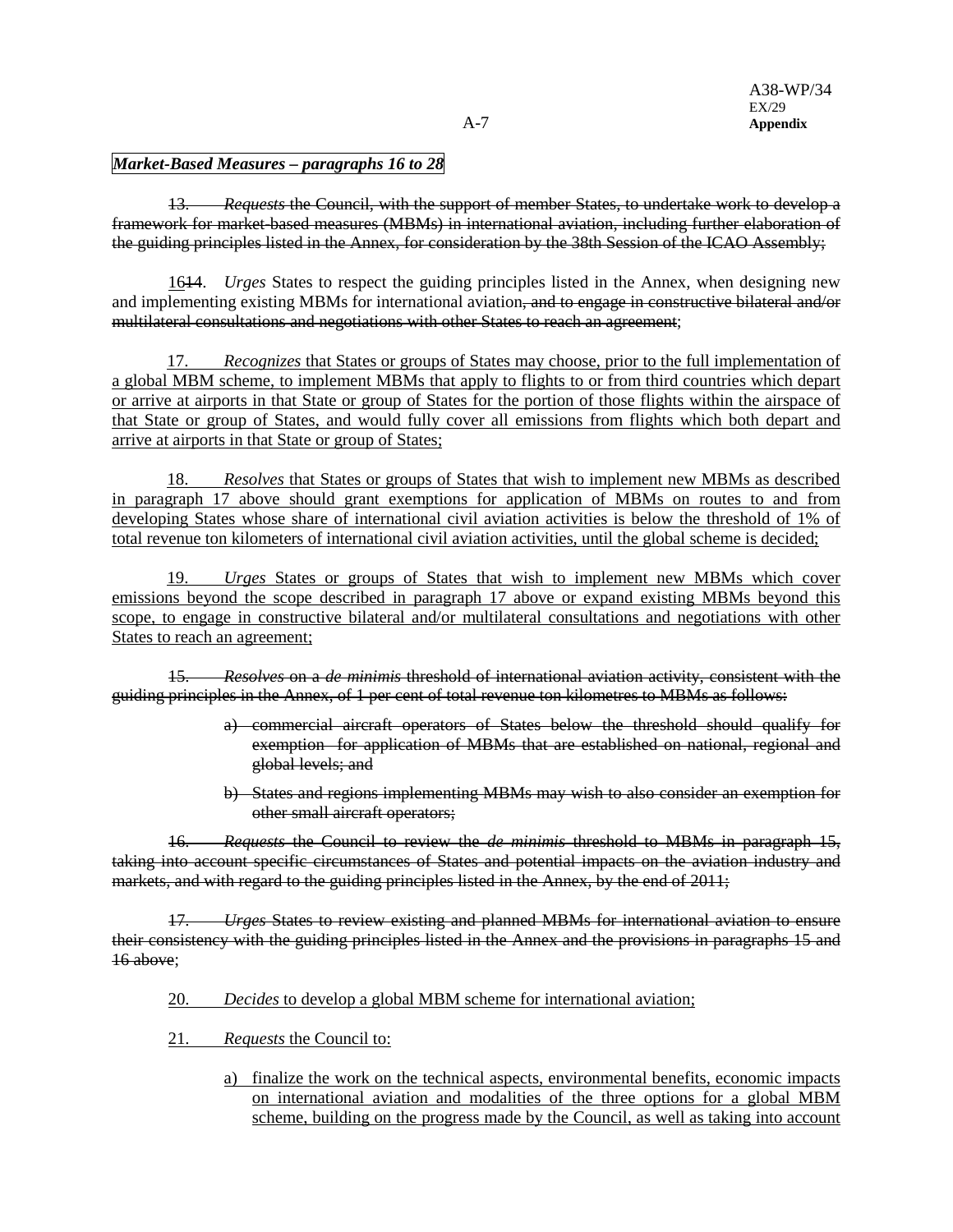***Market-Based Measures – paragraphs 16 to 28***

~~13. *Requests* the Council, with the support of member States, to undertake work to develop a framework for market-based measures (MBMs) in international aviation, including further elaboration of the guiding principles listed in the Annex, for consideration by the 38th Session of the ICAO Assembly;~~

<u>16</u>~~14~~. *Urges* States to respect the guiding principles listed in the Annex, when designing new and implementing existing MBMs for international aviation~~, and to engage in constructive bilateral and/or multilateral consultations and negotiations with other States to reach an agreement~~;

<u>17. *Recognizes* that States or groups of States may choose, prior to the full implementation of a global MBM scheme, to implement MBMs that apply to flights to or from third countries which depart or arrive at airports in that State or group of States for the portion of those flights within the airspace of that State or group of States, and would fully cover all emissions from flights which both depart and arrive at airports in that State or group of States;</u>

<u>18. *Resolves* that States or groups of States that wish to implement new MBMs as described in paragraph 17 above should grant exemptions for application of MBMs on routes to and from developing States whose share of international civil aviation activities is below the threshold of 1% of total revenue ton kilometers of international civil aviation activities, until the global scheme is decided;</u>

<u>19. *Urges* States or groups of States that wish to implement new MBMs which cover emissions beyond the scope described in paragraph 17 above or expand existing MBMs beyond this scope, to engage in constructive bilateral and/or multilateral consultations and negotiations with other States to reach an agreement;</u>

~~15. *Resolves* on a *de minimis* threshold of international aviation activity, consistent with the guiding principles in the Annex, of 1 per cent of total revenue ton kilometres to MBMs as follows:~~

> ~~a) commercial aircraft operators of States below the threshold should qualify for exemption for application of MBMs that are established on national, regional and global levels; and~~
>
> ~~b) States and regions implementing MBMs may wish to also consider an exemption for other small aircraft operators;~~

~~16. *Requests* the Council to review the *de minimis* threshold to MBMs in paragraph 15, taking into account specific circumstances of States and potential impacts on the aviation industry and markets, and with regard to the guiding principles listed in the Annex, by the end of 2011;~~

~~17. *Urges* States to review existing and planned MBMs for international aviation to ensure their consistency with the guiding principles listed in the Annex and the provisions in paragraphs 15 and 16 above~~;

<u>20. *Decides* to develop a global MBM scheme for international aviation;</u>

<u>21. *Requests* the Council to:</u>

> <u>a) finalize the work on the technical aspects, environmental benefits, economic impacts on international aviation and modalities of the three options for a global MBM scheme, building on the progress made by the Council, as well as taking into account</u>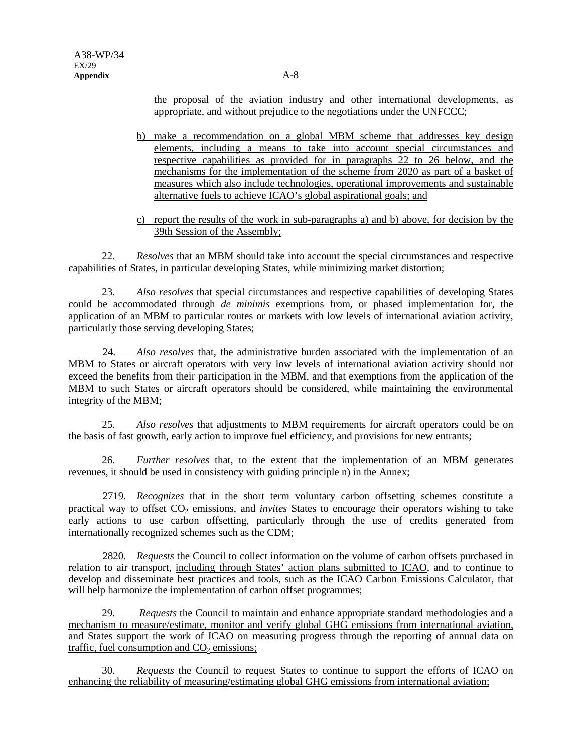the proposal of the aviation industry and other international developments, as appropriate, and without prejudice to the negotiations under the UNFCCC;

b) make a recommendation on a global MBM scheme that addresses key design elements, including a means to take into account special circumstances and respective capabilities as provided for in paragraphs 22 to 26 below, and the mechanisms for the implementation of the scheme from 2020 as part of a basket of measures which also include technologies, operational improvements and sustainable alternative fuels to achieve ICAO's global aspirational goals; and

c) report the results of the work in sub-paragraphs a) and b) above, for decision by the 39th Session of the Assembly;

22. *Resolves* that an MBM should take into account the special circumstances and respective capabilities of States, in particular developing States, while minimizing market distortion;

23. *Also resolves* that special circumstances and respective capabilities of developing States could be accommodated through *de minimis* exemptions from, or phased implementation for, the application of an MBM to particular routes or markets with low levels of international aviation activity, particularly those serving developing States;

24. *Also resolves* that, the administrative burden associated with the implementation of an MBM to States or aircraft operators with very low levels of international aviation activity should not exceed the benefits from their participation in the MBM, and that exemptions from the application of the MBM to such States or aircraft operators should be considered, while maintaining the environmental integrity of the MBM;

25. *Also resolves* that adjustments to MBM requirements for aircraft operators could be on the basis of fast growth, early action to improve fuel efficiency, and provisions for new entrants;

26. *Further resolves* that, to the extent that the implementation of an MBM generates revenues, it should be used in consistency with guiding principle n) in the Annex;

27~~19~~. *Recognizes* that in the short term voluntary carbon offsetting schemes constitute a practical way to offset $CO_2$ emissions, and *invites* States to encourage their operators wishing to take early actions to use carbon offsetting, particularly through the use of credits generated from internationally recognized schemes such as the CDM;

28~~20~~. *Requests* the Council to collect information on the volume of carbon offsets purchased in relation to air transport, including through States' action plans submitted to ICAO, and to continue to develop and disseminate best practices and tools, such as the ICAO Carbon Emissions Calculator, that will help harmonize the implementation of carbon offset programmes;

29. *Requests* the Council to maintain and enhance appropriate standard methodologies and a mechanism to measure/estimate, monitor and verify global GHG emissions from international aviation, and States support the work of ICAO on measuring progress through the reporting of annual data on traffic, fuel consumption and $CO_2$ emissions;

30. *Requests* the Council to request States to continue to support the efforts of ICAO on enhancing the reliability of measuring/estimating global GHG emissions from international aviation;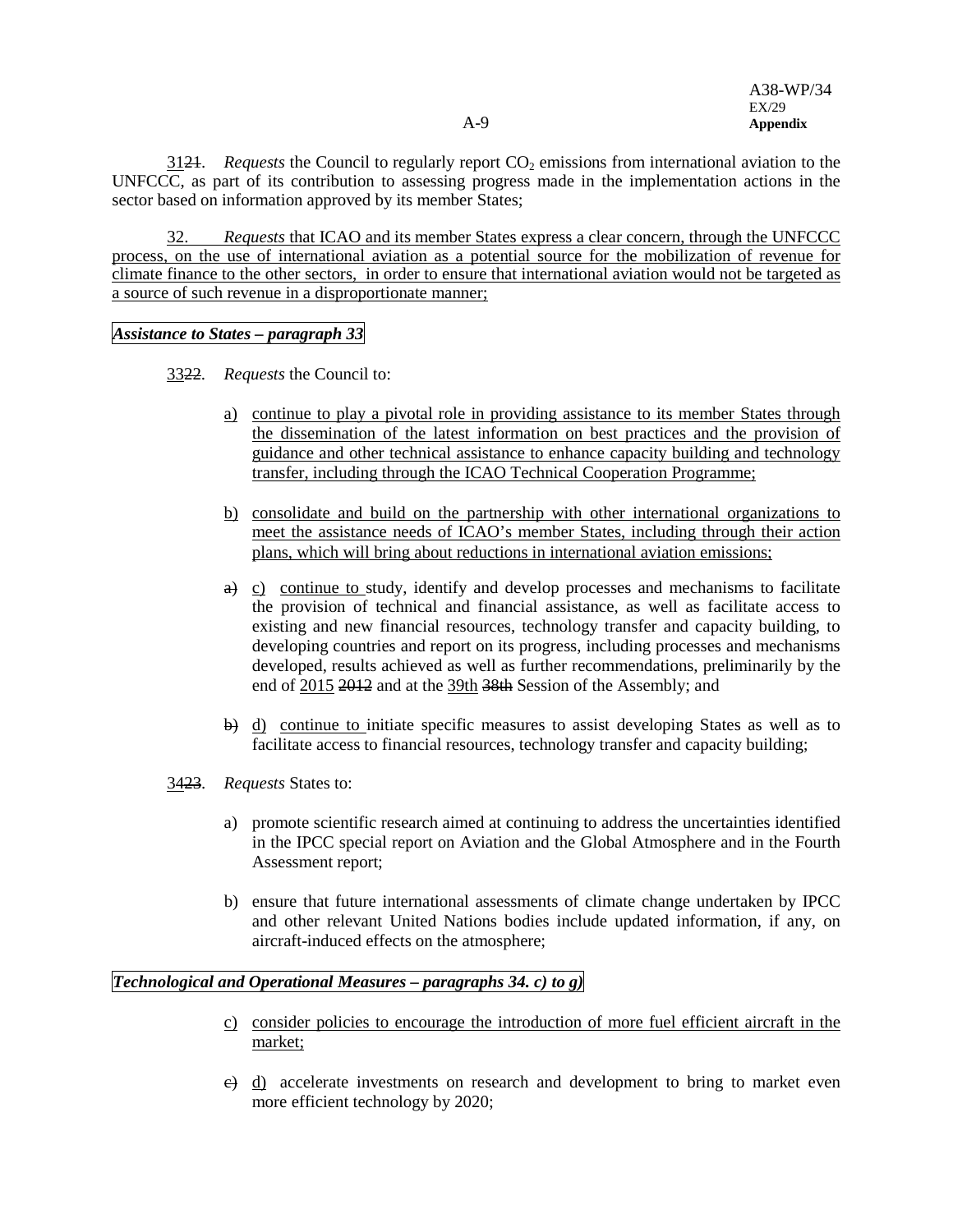3121. *Requests* the Council to regularly report $CO_2$ emissions from international aviation to the UNFCCC, as part of its contribution to assessing progress made in the implementation actions in the sector based on information approved by its member States;

32. *Requests* that ICAO and its member States express a clear concern, through the UNFCCC process, on the use of international aviation as a potential source for the mobilization of revenue for climate finance to the other sectors, in order to ensure that international aviation would not be targeted as a source of such revenue in a disproportionate manner;

***Assistance to States – paragraph 33***

3322. *Requests* the Council to:

a) continue to play a pivotal role in providing assistance to its member States through the dissemination of the latest information on best practices and the provision of guidance and other technical assistance to enhance capacity building and technology transfer, including through the ICAO Technical Cooperation Programme;

b) consolidate and build on the partnership with other international organizations to meet the assistance needs of ICAO's member States, including through their action plans, which will bring about reductions in international aviation emissions;

~~a)~~ c) continue to study, identify and develop processes and mechanisms to facilitate the provision of technical and financial assistance, as well as facilitate access to existing and new financial resources, technology transfer and capacity building, to developing countries and report on its progress, including processes and mechanisms developed, results achieved as well as further recommendations, preliminarily by the end of 2015 ~~2012~~ and at the 39th ~~38th~~ Session of the Assembly; and

~~b)~~ d) continue to initiate specific measures to assist developing States as well as to facilitate access to financial resources, technology transfer and capacity building;

3423. *Requests* States to:

a) promote scientific research aimed at continuing to address the uncertainties identified in the IPCC special report on Aviation and the Global Atmosphere and in the Fourth Assessment report;

b) ensure that future international assessments of climate change undertaken by IPCC and other relevant United Nations bodies include updated information, if any, on aircraft-induced effects on the atmosphere;

***Technological and Operational Measures – paragraphs 34. c) to g)***

c) consider policies to encourage the introduction of more fuel efficient aircraft in the market;

~~c)~~ d) accelerate investments on research and development to bring to market even more efficient technology by 2020;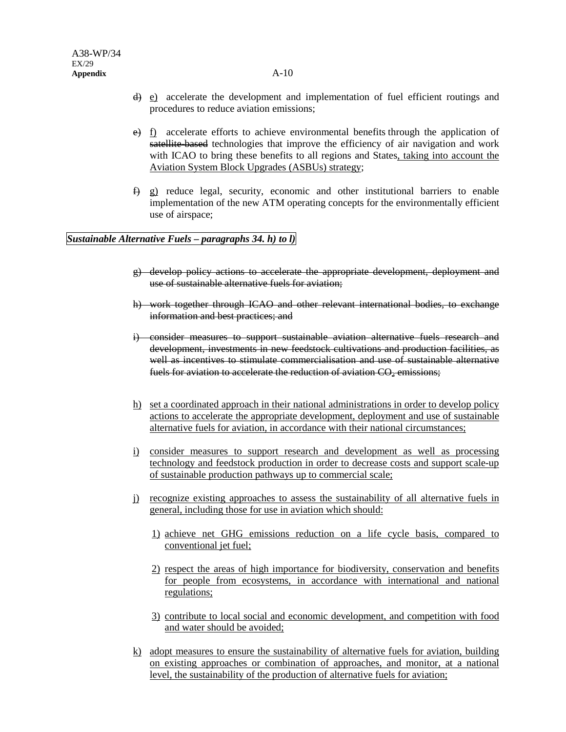~~d)~~ <u>e)</u> accelerate the development and implementation of fuel efficient routings and procedures to reduce aviation emissions;

~~e)~~ <u>f)</u> accelerate efforts to achieve environmental benefits through the application of ~~satellite-based~~ technologies that improve the efficiency of air navigation and work with ICAO to bring these benefits to all regions and States<u>, taking into account the Aviation System Block Upgrades (ASBUs) strategy</u>;

~~f)~~ <u>g)</u> reduce legal, security, economic and other institutional barriers to enable implementation of the new ATM operating concepts for the environmentally efficient use of airspace;

***Sustainable Alternative Fuels – paragraphs 34. h) to l)***

~~g) develop policy actions to accelerate the appropriate development, deployment and use of sustainable alternative fuels for aviation;~~

~~h) work together through ICAO and other relevant international bodies, to exchange information and best practices; and~~

~~i) consider measures to support sustainable aviation alternative fuels research and development, investments in new feedstock cultivations and production facilities, as well as incentives to stimulate commercialisation and use of sustainable alternative fuels for aviation to accelerate the reduction of aviation $CO_2$ emissions;~~

<u>h)</u> <u>set a coordinated approach in their national administrations in order to develop policy actions to accelerate the appropriate development, deployment and use of sustainable alternative fuels for aviation, in accordance with their national circumstances;</u>

<u>i)</u> <u>consider measures to support research and development as well as processing technology and feedstock production in order to decrease costs and support scale-up of sustainable production pathways up to commercial scale;</u>

<u>j)</u> <u>recognize existing approaches to assess the sustainability of all alternative fuels in general, including those for use in aviation which should:</u>

<u>1)</u> <u>achieve net GHG emissions reduction on a life cycle basis, compared to conventional jet fuel;</u>

<u>2)</u> <u>respect the areas of high importance for biodiversity, conservation and benefits for people from ecosystems, in accordance with international and national regulations;</u>

<u>3)</u> <u>contribute to local social and economic development, and competition with food and water should be avoided;</u>

<u>k)</u> <u>adopt measures to ensure the sustainability of alternative fuels for aviation, building on existing approaches or combination of approaches, and monitor, at a national level, the sustainability of the production of alternative fuels for aviation;</u>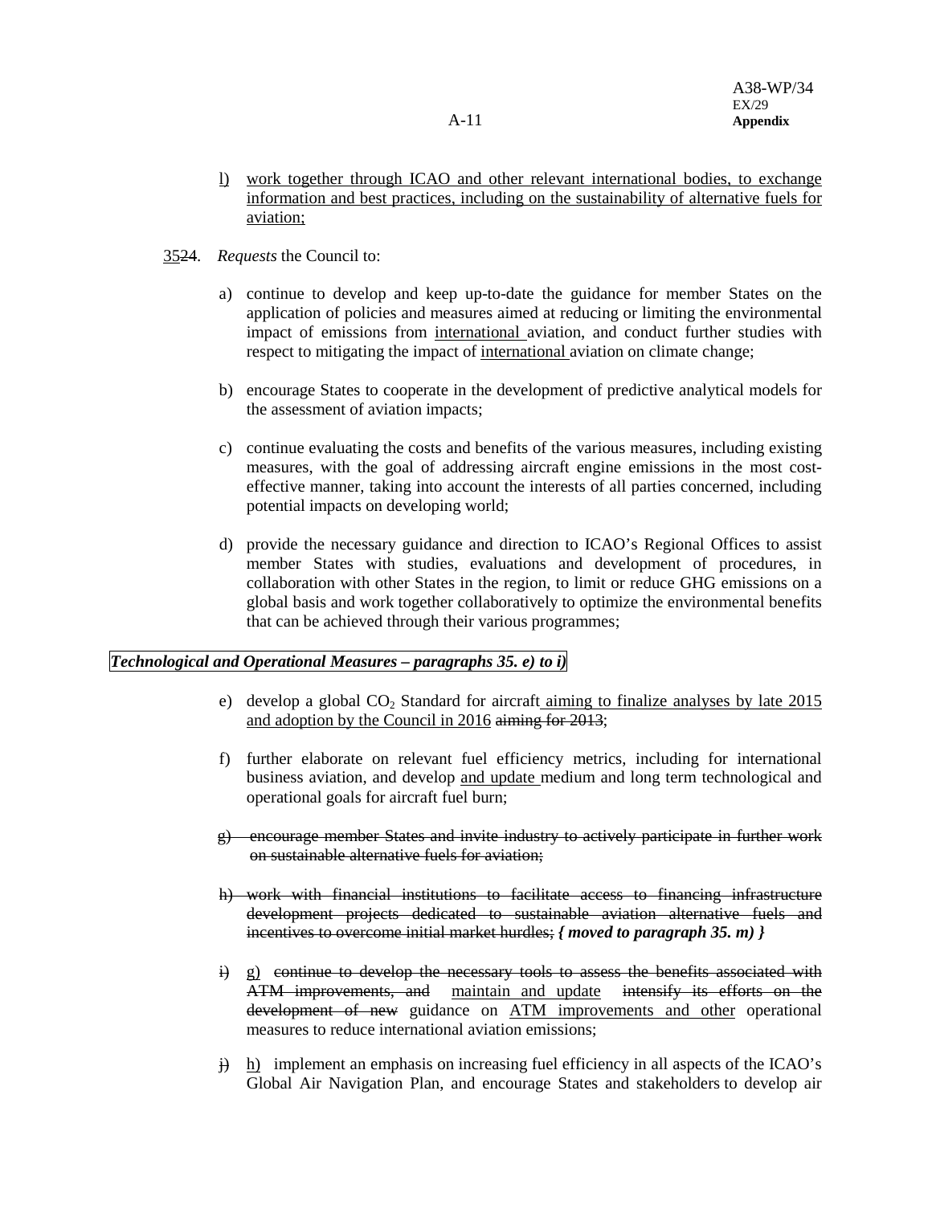l) work together through ICAO and other relevant international bodies, to exchange information and best practices, including on the sustainability of alternative fuels for aviation;

3524. *Requests* the Council to:

a) continue to develop and keep up-to-date the guidance for member States on the application of policies and measures aimed at reducing or limiting the environmental impact of emissions from international aviation, and conduct further studies with respect to mitigating the impact of international aviation on climate change;

b) encourage States to cooperate in the development of predictive analytical models for the assessment of aviation impacts;

c) continue evaluating the costs and benefits of the various measures, including existing measures, with the goal of addressing aircraft engine emissions in the most cost-effective manner, taking into account the interests of all parties concerned, including potential impacts on developing world;

d) provide the necessary guidance and direction to ICAO's Regional Offices to assist member States with studies, evaluations and development of procedures, in collaboration with other States in the region, to limit or reduce GHG emissions on a global basis and work together collaboratively to optimize the environmental benefits that can be achieved through their various programmes;

***Technological and Operational Measures – paragraphs 35. e) to i)***

e) develop a global $CO_2$ Standard for aircraft aiming to finalize analyses by late 2015 and adoption by the Council in 2016 ~~aiming for 2013~~;

f) further elaborate on relevant fuel efficiency metrics, including for international business aviation, and develop and update medium and long term technological and operational goals for aircraft fuel burn;

~~g) encourage member States and invite industry to actively participate in further work on sustainable alternative fuels for aviation;~~

~~h) work with financial institutions to facilitate access to financing infrastructure development projects dedicated to sustainable aviation alternative fuels and incentives to overcome initial market hurdles;~~ ***{ moved to paragraph 35. m) }***

~~i)~~ g) ~~continue to develop the necessary tools to assess the benefits associated with ATM improvements, and~~ maintain and update ~~intensify its efforts on the development of new~~ guidance on ATM improvements and other operational measures to reduce international aviation emissions;

~~j)~~ h) implement an emphasis on increasing fuel efficiency in all aspects of the ICAO's Global Air Navigation Plan, and encourage States and stakeholders to develop air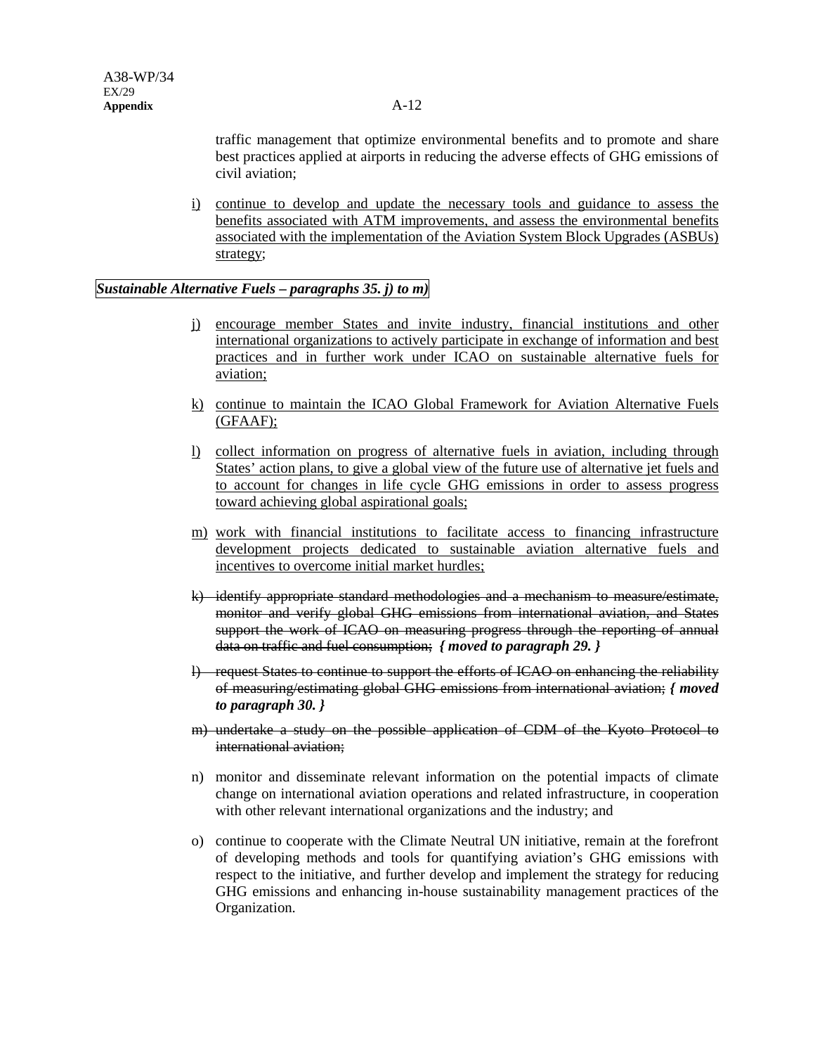traffic management that optimize environmental benefits and to promote and share best practices applied at airports in reducing the adverse effects of GHG emissions of civil aviation;

i) <u>continue to develop and update the necessary tools and guidance to assess the benefits associated with ATM improvements, and assess the environmental benefits associated with the implementation of the Aviation System Block Upgrades (ASBUs) strategy</u>;

***Sustainable Alternative Fuels – paragraphs 35. j) to m)***

j) <u>encourage member States and invite industry, financial institutions and other international organizations to actively participate in exchange of information and best practices and in further work under ICAO on sustainable alternative fuels for aviation;</u>

k) <u>continue to maintain the ICAO Global Framework for Aviation Alternative Fuels (GFAAF);</u>

l) <u>collect information on progress of alternative fuels in aviation, including through States' action plans, to give a global view of the future use of alternative jet fuels and to account for changes in life cycle GHG emissions in order to assess progress toward achieving global aspirational goals;</u>

m) <u>work with financial institutions to facilitate access to financing infrastructure development projects dedicated to sustainable aviation alternative fuels and incentives to overcome initial market hurdles;</u>

~~k) identify appropriate standard methodologies and a mechanism to measure/estimate, monitor and verify global GHG emissions from international aviation, and States support the work of ICAO on measuring progress through the reporting of annual data on traffic and fuel consumption;~~ ***{ moved to paragraph 29. }***

~~l) request States to continue to support the efforts of ICAO on enhancing the reliability of measuring/estimating global GHG emissions from international aviation;~~ ***{ moved to paragraph 30. }***

~~m) undertake a study on the possible application of CDM of the Kyoto Protocol to international aviation;~~

n) monitor and disseminate relevant information on the potential impacts of climate change on international aviation operations and related infrastructure, in cooperation with other relevant international organizations and the industry; and

o) continue to cooperate with the Climate Neutral UN initiative, remain at the forefront of developing methods and tools for quantifying aviation's GHG emissions with respect to the initiative, and further develop and implement the strategy for reducing GHG emissions and enhancing in-house sustainability management practices of the Organization.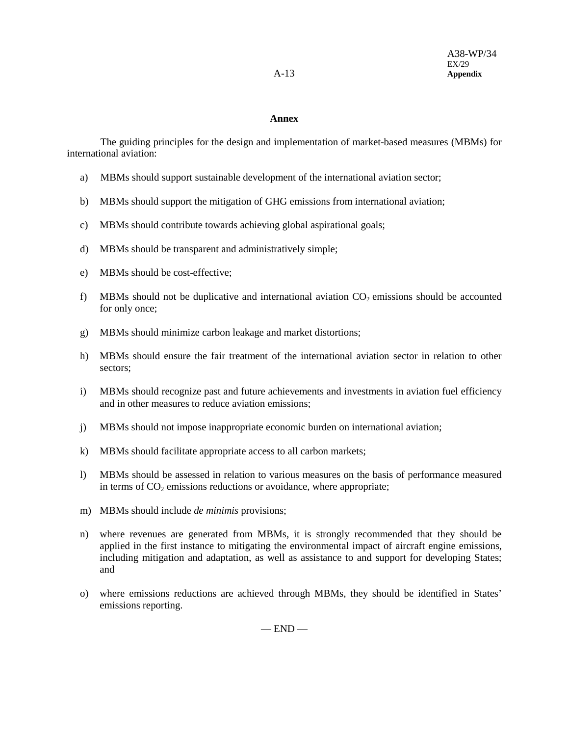## Annex

The guiding principles for the design and implementation of market-based measures (MBMs) for international aviation:

a) MBMs should support sustainable development of the international aviation sector;

b) MBMs should support the mitigation of GHG emissions from international aviation;

c) MBMs should contribute towards achieving global aspirational goals;

d) MBMs should be transparent and administratively simple;

e) MBMs should be cost-effective;

f) MBMs should not be duplicative and international aviation $CO_2$ emissions should be accounted for only once;

g) MBMs should minimize carbon leakage and market distortions;

h) MBMs should ensure the fair treatment of the international aviation sector in relation to other sectors;

i) MBMs should recognize past and future achievements and investments in aviation fuel efficiency and in other measures to reduce aviation emissions;

j) MBMs should not impose inappropriate economic burden on international aviation;

k) MBMs should facilitate appropriate access to all carbon markets;

l) MBMs should be assessed in relation to various measures on the basis of performance measured in terms of $CO_2$ emissions reductions or avoidance, where appropriate;

m) MBMs should include *de minimis* provisions;

n) where revenues are generated from MBMs, it is strongly recommended that they should be applied in the first instance to mitigating the environmental impact of aircraft engine emissions, including mitigation and adaptation, as well as assistance to and support for developing States; and

o) where emissions reductions are achieved through MBMs, they should be identified in States' emissions reporting.

— END —